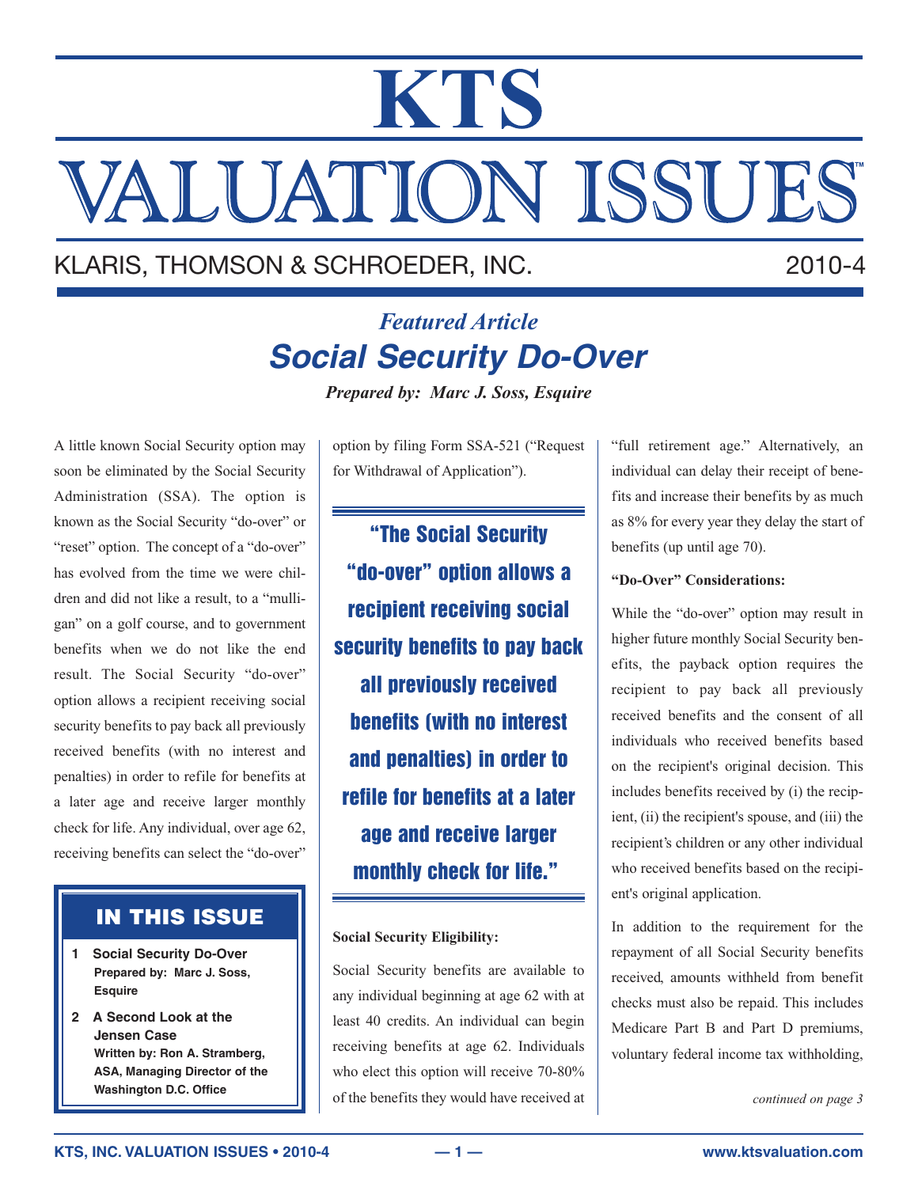# KTS

# VALUATION ISSUES™

KLARIS, THOMSON & SCHROEDER, INC. 2010-4

*Featured Article*

## *Social Security Do-Over*

***Prepared by: Marc J. Soss, Esquire***

A little known Social Security option may soon be eliminated by the Social Security Administration (SSA). The option is known as the Social Security "do-over" or "reset" option. The concept of a "do-over" has evolved from the time we were children and did not like a result, to a "mulligan" on a golf course, and to government benefits when we do not like the end result. The Social Security "do-over" option allows a recipient receiving social security benefits to pay back all previously received benefits (with no interest and penalties) in order to refile for benefits at a later age and receive larger monthly check for life. Any individual, over age 62, receiving benefits can select the "do-over" option by filing Form SSA-521 ("Request for Withdrawal of Application").

> **"The Social Security "do-over" option allows a recipient receiving social security benefits to pay back all previously received benefits (with no interest and penalties) in order to refile for benefits at a later age and receive larger monthly check for life."**

**Social Security Eligibility:**

Social Security benefits are available to any individual beginning at age 62 with at least 40 credits. An individual can begin receiving benefits at age 62. Individuals who elect this option will receive 70-80% of the benefits they would have received at "full retirement age." Alternatively, an individual can delay their receipt of benefits and increase their benefits by as much as 8% for every year they delay the start of benefits (up until age 70).

**"Do-Over" Considerations:**

While the "do-over" option may result in higher future monthly Social Security benefits, the payback option requires the recipient to pay back all previously received benefits and the consent of all individuals who received benefits based on the recipient's original decision. This includes benefits received by (i) the recipient, (ii) the recipient's spouse, and (iii) the recipient's children or any other individual who received benefits based on the recipient's original application.

In addition to the requirement for the repayment of all Social Security benefits received, amounts withheld from benefit checks must also be repaid. This includes Medicare Part B and Part D premiums, voluntary federal income tax withholding,

*continued on page 3*

### IN THIS ISSUE

1. **Social Security Do-Over**
   **Prepared by: Marc J. Soss, Esquire**
2. **A Second Look at the Jensen Case**
   **Written by: Ron A. Stramberg, ASA, Managing Director of the Washington D.C. Office**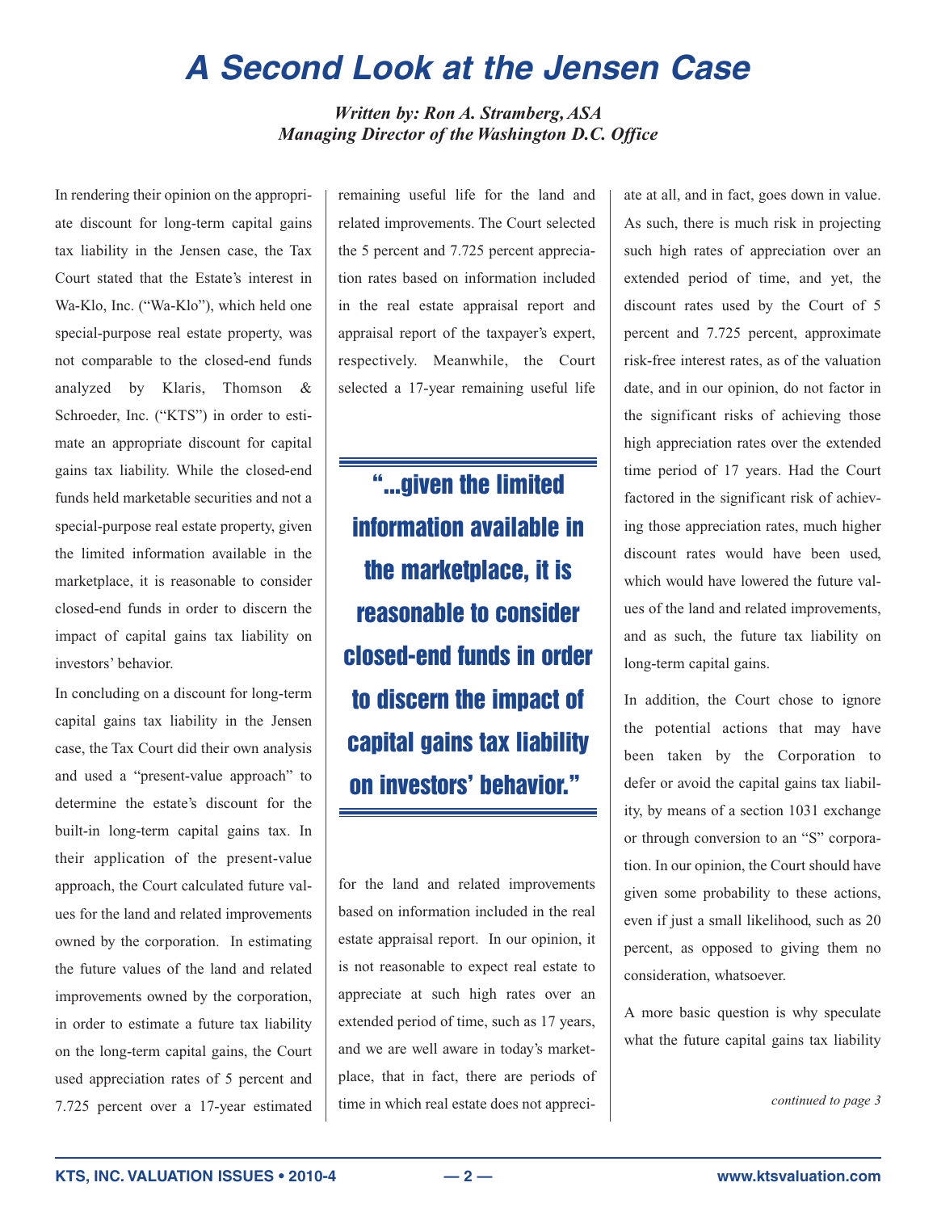# A Second Look at the Jensen Case

***Written by: Ron A. Stramberg, ASA***
***Managing Director of the Washington D.C. Office***

In rendering their opinion on the appropriate discount for long-term capital gains tax liability in the Jensen case, the Tax Court stated that the Estate's interest in Wa-Klo, Inc. ("Wa-Klo"), which held one special-purpose real estate property, was not comparable to the closed-end funds analyzed by Klaris, Thomson & Schroeder, Inc. ("KTS") in order to estimate an appropriate discount for capital gains tax liability. While the closed-end funds held marketable securities and not a special-purpose real estate property, given the limited information available in the marketplace, it is reasonable to consider closed-end funds in order to discern the impact of capital gains tax liability on investors' behavior.

In concluding on a discount for long-term capital gains tax liability in the Jensen case, the Tax Court did their own analysis and used a "present-value approach" to determine the estate's discount for the built-in long-term capital gains tax. In their application of the present-value approach, the Court calculated future values for the land and related improvements owned by the corporation. In estimating the future values of the land and related improvements owned by the corporation, in order to estimate a future tax liability on the long-term capital gains, the Court used appreciation rates of 5 percent and 7.725 percent over a 17-year estimated remaining useful life for the land and related improvements. The Court selected the 5 percent and 7.725 percent appreciation rates based on information included in the real estate appraisal report and appraisal report of the taxpayer's expert, respectively. Meanwhile, the Court selected a 17-year remaining useful life for the land and related improvements based on information included in the real estate appraisal report. In our opinion, it is not reasonable to expect real estate to appreciate at such high rates over an extended period of time, such as 17 years, and we are well aware in today's marketplace, that in fact, there are periods of time in which real estate does not appreciate at all, and in fact, goes down in value. As such, there is much risk in projecting such high rates of appreciation over an extended period of time, and yet, the discount rates used by the Court of 5 percent and 7.725 percent, approximate risk-free interest rates, as of the valuation date, and in our opinion, do not factor in the significant risks of achieving those high appreciation rates over the extended time period of 17 years. Had the Court factored in the significant risk of achieving those appreciation rates, much higher discount rates would have been used, which would have lowered the future values of the land and related improvements, and as such, the future tax liability on long-term capital gains.

> **"...given the limited information available in the marketplace, it is reasonable to consider closed-end funds in order to discern the impact of capital gains tax liability on investors' behavior."**

In addition, the Court chose to ignore the potential actions that may have been taken by the Corporation to defer or avoid the capital gains tax liability, by means of a section 1031 exchange or through conversion to an "S" corporation. In our opinion, the Court should have given some probability to these actions, even if just a small likelihood, such as 20 percent, as opposed to giving them no consideration, whatsoever.

A more basic question is why speculate what the future capital gains tax liability

*continued to page 3*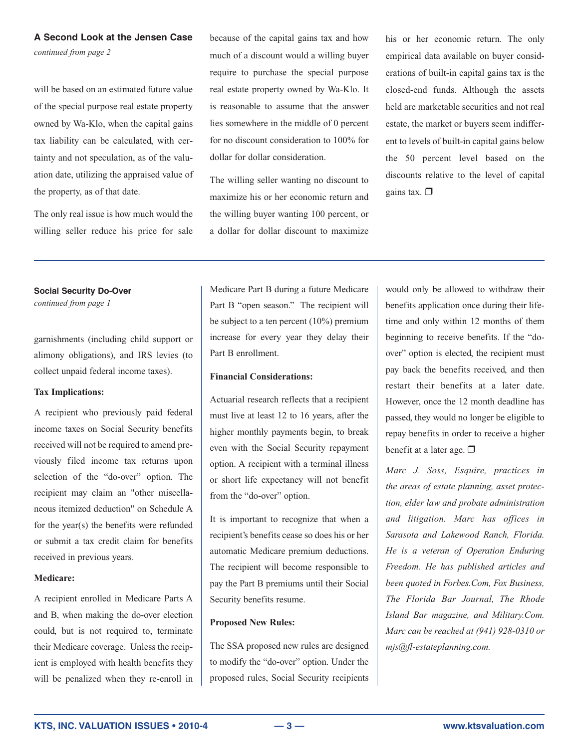### A Second Look at the Jensen Case

*continued from page 2*

will be based on an estimated future value of the special purpose real estate property owned by Wa-Klo, when the capital gains tax liability can be calculated, with certainty and not speculation, as of the valuation date, utilizing the appraised value of the property, as of that date.

The only real issue is how much would the willing seller reduce his price for sale because of the capital gains tax and how much of a discount would a willing buyer require to purchase the special purpose real estate property owned by Wa-Klo. It is reasonable to assume that the answer lies somewhere in the middle of 0 percent for no discount consideration to 100% for dollar for dollar consideration.

The willing seller wanting no discount to maximize his or her economic return and the willing buyer wanting 100 percent, or a dollar for dollar discount to maximize his or her economic return. The only empirical data available on buyer considerations of built-in capital gains tax is the closed-end funds. Although the assets held are marketable securities and not real estate, the market or buyers seem indifferent to levels of built-in capital gains below the 50 percent level based on the discounts relative to the level of capital gains tax. ❒

---

### Social Security Do-Over

*continued from page 1*

garnishments (including child support or alimony obligations), and IRS levies (to collect unpaid federal income taxes).

**Tax Implications:**

A recipient who previously paid federal income taxes on Social Security benefits received will not be required to amend previously filed income tax returns upon selection of the "do-over" option. The recipient may claim an "other miscellaneous itemized deduction" on Schedule A for the year(s) the benefits were refunded or submit a tax credit claim for benefits received in previous years.

**Medicare:**

A recipient enrolled in Medicare Parts A and B, when making the do-over election could, but is not required to, terminate their Medicare coverage. Unless the recipient is employed with health benefits they will be penalized when they re-enroll in Medicare Part B during a future Medicare Part B "open season." The recipient will be subject to a ten percent (10%) premium increase for every year they delay their Part B enrollment.

**Financial Considerations:**

Actuarial research reflects that a recipient must live at least 12 to 16 years, after the higher monthly payments begin, to break even with the Social Security repayment option. A recipient with a terminal illness or short life expectancy will not benefit from the "do-over" option.

It is important to recognize that when a recipient's benefits cease so does his or her automatic Medicare premium deductions. The recipient will become responsible to pay the Part B premiums until their Social Security benefits resume.

**Proposed New Rules:**

The SSA proposed new rules are designed to modify the "do-over" option. Under the proposed rules, Social Security recipients would only be allowed to withdraw their benefits application once during their lifetime and only within 12 months of them beginning to receive benefits. If the "do-over" option is elected, the recipient must pay back the benefits received, and then restart their benefits at a later date. However, once the 12 month deadline has passed, they would no longer be eligible to repay benefits in order to receive a higher benefit at a later age. ❒

*Marc J. Soss, Esquire, practices in the areas of estate planning, asset protection, elder law and probate administration and litigation. Marc has offices in Sarasota and Lakewood Ranch, Florida. He is a veteran of Operation Enduring Freedom. He has published articles and been quoted in Forbes.Com, Fox Business, The Florida Bar Journal, The Rhode Island Bar magazine, and Military.Com. Marc can be reached at (941) 928-0310 or mjs@fl-estateplanning.com.*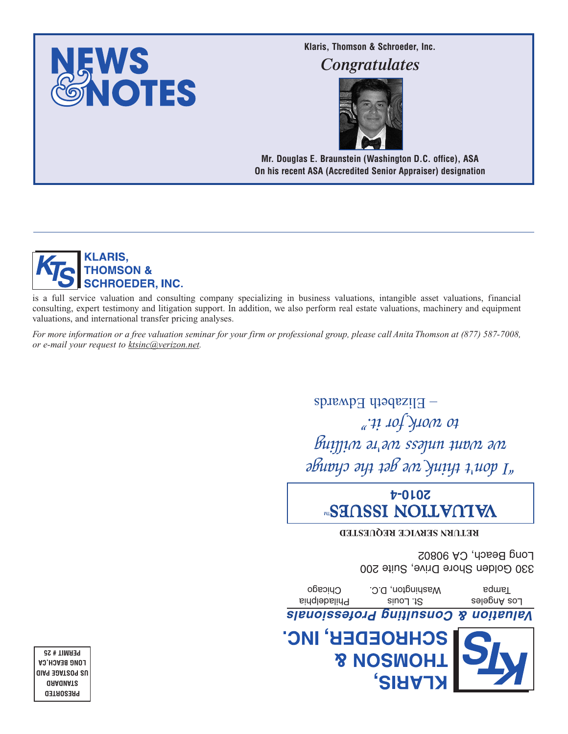# NEWS & NOTES

**Klaris, Thomson & Schroeder, Inc.**

*Congratulates*

**Mr. Douglas E. Braunstein (Washington D.C. office), ASA**
**On his recent ASA (Accredited Senior Appraiser) designation**

---

**KLARIS, THOMSON & SCHROEDER, INC.**

is a full service valuation and consulting company specializing in business valuations, intangible asset valuations, financial consulting, expert testimony and litigation support. In addition, we also perform real estate valuations, machinery and equipment valuations, and international transfer pricing analyses.

*For more information or a free valuation seminar for your firm or professional group, please call Anita Thomson at (877) 587-7008, or e-mail your request to ktsinc@verizon.net.*

*"I don't think we get the change we want unless we're willing to work for it."*
– Elizabeth Edwards

**VALUATION ISSUES™**
**2010-4**

**RETURN SERVICE REQUESTED**

330 Golden Shore Drive, Suite 200
Long Beach, CA 90802

| | | |
|---|---|---|
| Los Angeles | St. Louis | Philadelphia |
| Tampa | Washington, D.C. | Chicago |

***Valuation & Consulting Professionals***

**KLARIS, THOMSON & SCHROEDER, INC.**

PRESORTED
STANDARD
US POSTAGE PAID
LONG BEACH, CA
PERMIT # 25